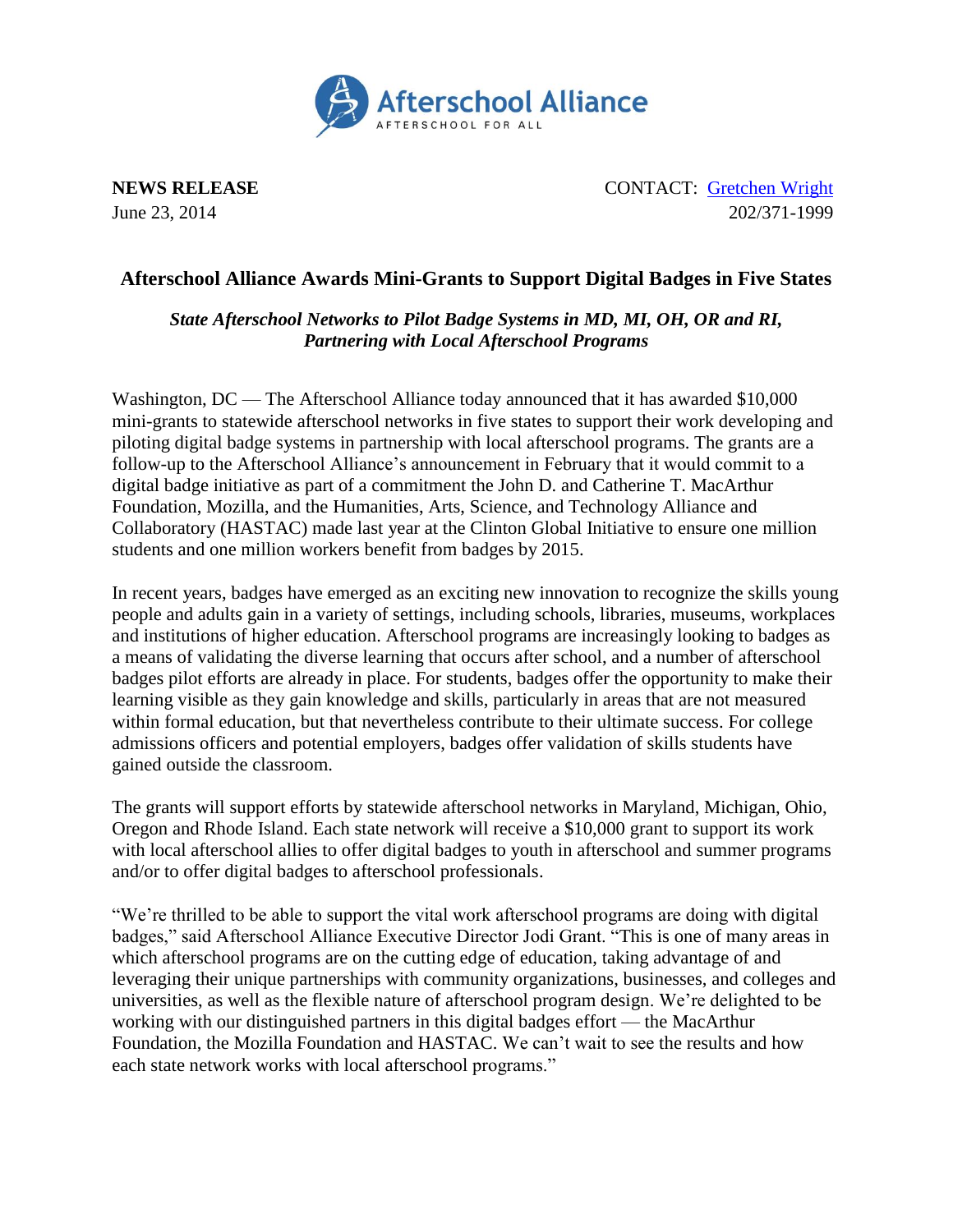Afterschool Alliance
AFTERSCHOOL FOR ALL

**NEWS RELEASE**
June 23, 2014

CONTACT: Gretchen Wright
202/371-1999

# Afterschool Alliance Awards Mini-Grants to Support Digital Badges in Five States

***State Afterschool Networks to Pilot Badge Systems in MD, MI, OH, OR and RI, Partnering with Local Afterschool Programs***

Washington, DC — The Afterschool Alliance today announced that it has awarded $10,000 mini-grants to statewide afterschool networks in five states to support their work developing and piloting digital badge systems in partnership with local afterschool programs. The grants are a follow-up to the Afterschool Alliance's announcement in February that it would commit to a digital badge initiative as part of a commitment the John D. and Catherine T. MacArthur Foundation, Mozilla, and the Humanities, Arts, Science, and Technology Alliance and Collaboratory (HASTAC) made last year at the Clinton Global Initiative to ensure one million students and one million workers benefit from badges by 2015.

In recent years, badges have emerged as an exciting new innovation to recognize the skills young people and adults gain in a variety of settings, including schools, libraries, museums, workplaces and institutions of higher education. Afterschool programs are increasingly looking to badges as a means of validating the diverse learning that occurs after school, and a number of afterschool badges pilot efforts are already in place. For students, badges offer the opportunity to make their learning visible as they gain knowledge and skills, particularly in areas that are not measured within formal education, but that nevertheless contribute to their ultimate success. For college admissions officers and potential employers, badges offer validation of skills students have gained outside the classroom.

The grants will support efforts by statewide afterschool networks in Maryland, Michigan, Ohio, Oregon and Rhode Island. Each state network will receive a $10,000 grant to support its work with local afterschool allies to offer digital badges to youth in afterschool and summer programs and/or to offer digital badges to afterschool professionals.

"We're thrilled to be able to support the vital work afterschool programs are doing with digital badges," said Afterschool Alliance Executive Director Jodi Grant. "This is one of many areas in which afterschool programs are on the cutting edge of education, taking advantage of and leveraging their unique partnerships with community organizations, businesses, and colleges and universities, as well as the flexible nature of afterschool program design. We're delighted to be working with our distinguished partners in this digital badges effort — the MacArthur Foundation, the Mozilla Foundation and HASTAC. We can't wait to see the results and how each state network works with local afterschool programs."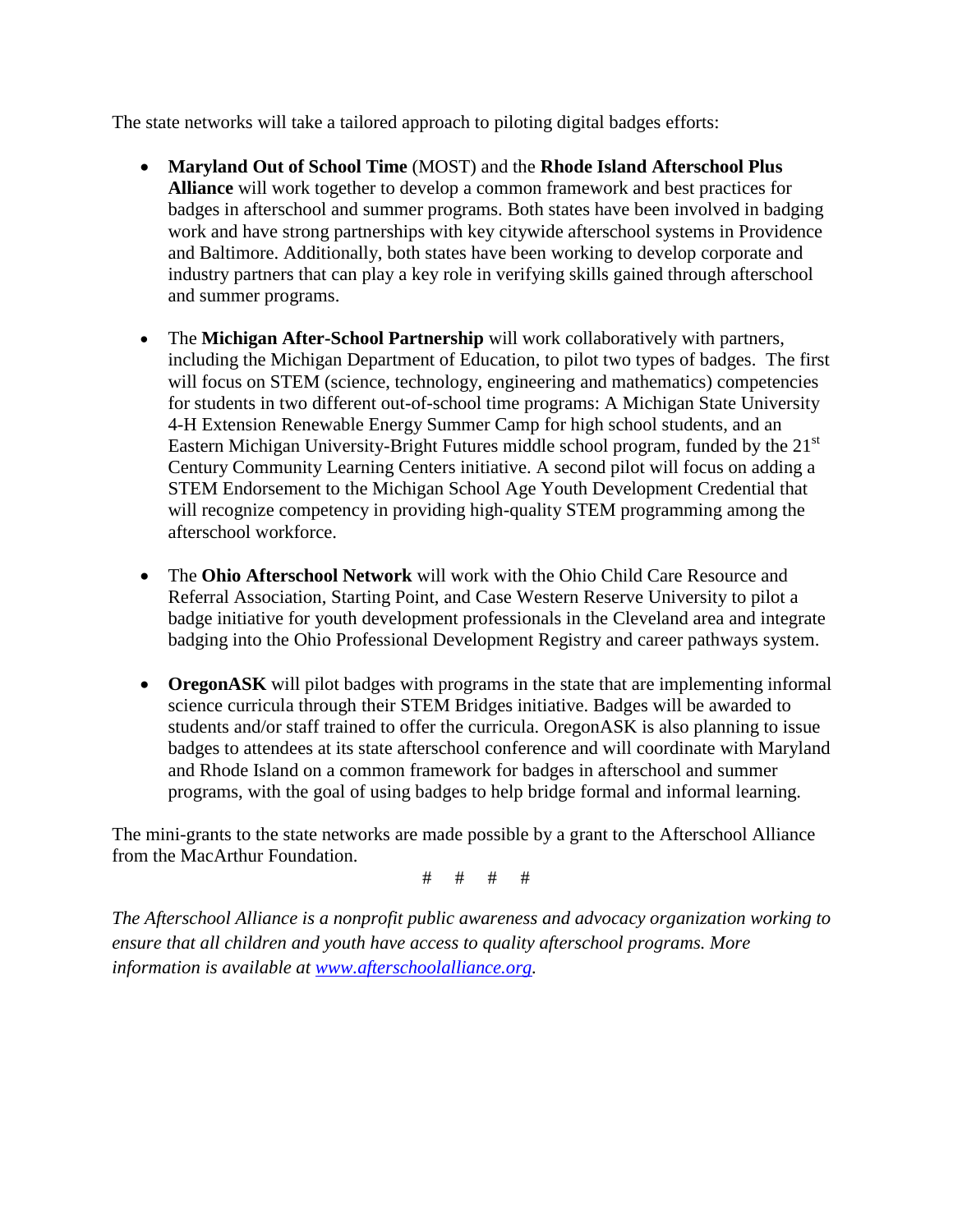The state networks will take a tailored approach to piloting digital badges efforts:

- **Maryland Out of School Time** (MOST) and the **Rhode Island Afterschool Plus Alliance** will work together to develop a common framework and best practices for badges in afterschool and summer programs. Both states have been involved in badging work and have strong partnerships with key citywide afterschool systems in Providence and Baltimore. Additionally, both states have been working to develop corporate and industry partners that can play a key role in verifying skills gained through afterschool and summer programs.

- The **Michigan After-School Partnership** will work collaboratively with partners, including the Michigan Department of Education, to pilot two types of badges. The first will focus on STEM (science, technology, engineering and mathematics) competencies for students in two different out-of-school time programs: A Michigan State University 4-H Extension Renewable Energy Summer Camp for high school students, and an Eastern Michigan University-Bright Futures middle school program, funded by the 21st Century Community Learning Centers initiative. A second pilot will focus on adding a STEM Endorsement to the Michigan School Age Youth Development Credential that will recognize competency in providing high-quality STEM programming among the afterschool workforce.

- The **Ohio Afterschool Network** will work with the Ohio Child Care Resource and Referral Association, Starting Point, and Case Western Reserve University to pilot a badge initiative for youth development professionals in the Cleveland area and integrate badging into the Ohio Professional Development Registry and career pathways system.

- **OregonASK** will pilot badges with programs in the state that are implementing informal science curricula through their STEM Bridges initiative. Badges will be awarded to students and/or staff trained to offer the curricula. OregonASK is also planning to issue badges to attendees at its state afterschool conference and will coordinate with Maryland and Rhode Island on a common framework for badges in afterschool and summer programs, with the goal of using badges to help bridge formal and informal learning.

The mini-grants to the state networks are made possible by a grant to the Afterschool Alliance from the MacArthur Foundation.

# # # #

*The Afterschool Alliance is a nonprofit public awareness and advocacy organization working to ensure that all children and youth have access to quality afterschool programs. More information is available at [www.afterschoolalliance.org](http://www.afterschoolalliance.org).*